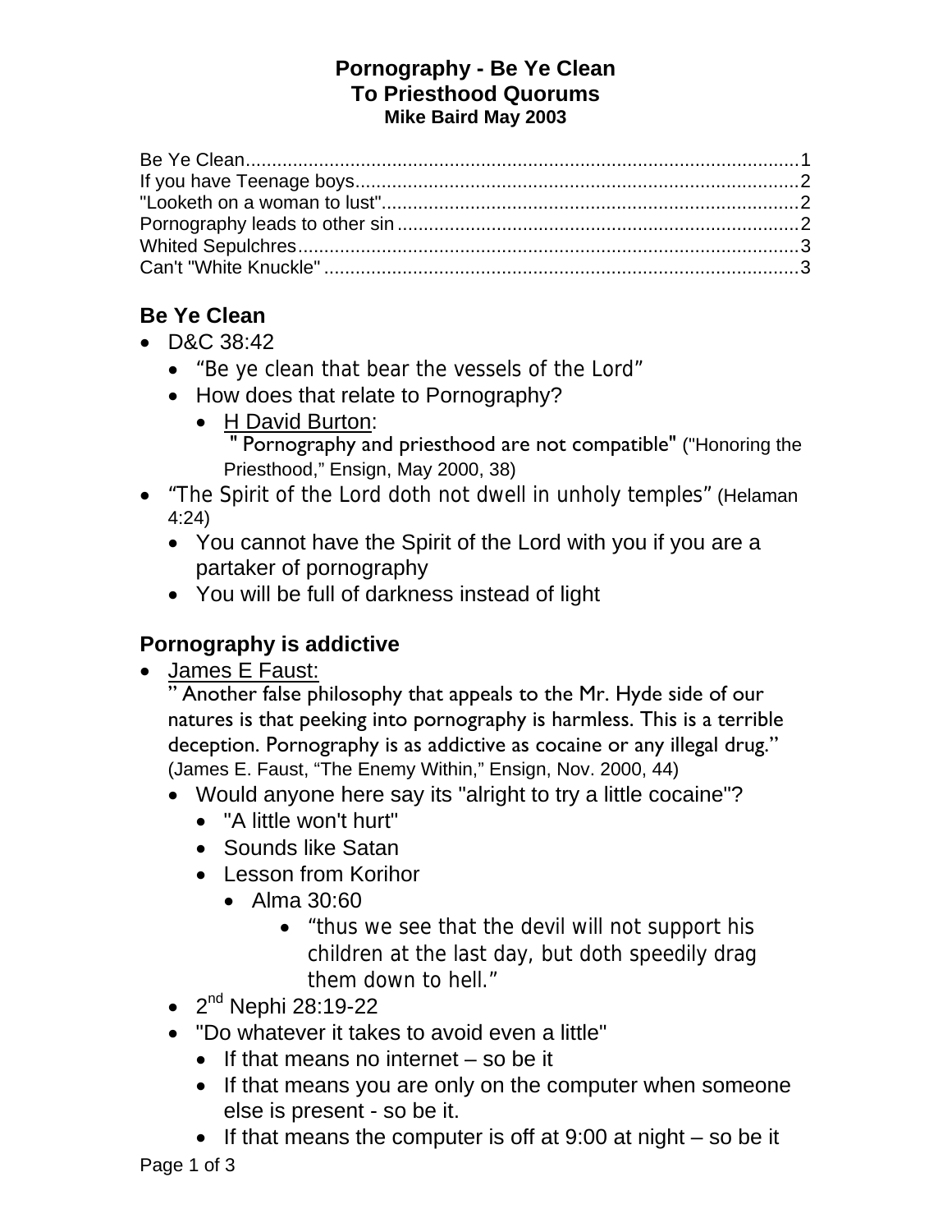**Pornography - Be Ye Clean**
**To Priesthood Quorums**
**Mike Baird May 2003**

Be Ye Clean........................................................................................................1
If you have Teenage boys....................................................................................2
"Looketh on a woman to lust"...............................................................................2
Pornography leads to other sin ............................................................................2
Whited Sepulchres...............................................................................................3
Can't "White Knuckle" .........................................................................................3

## Be Ye Clean

- D&C 38:42
  - “Be ye clean that bear the vessels of the Lord”
  - How does that relate to Pornography?
    - H David Burton:
      " Pornography and priesthood are not compatible" ("Honoring the Priesthood,” Ensign, May 2000, 38)
- “The Spirit of the Lord doth not dwell in unholy temples” (Helaman 4:24)
  - You cannot have the Spirit of the Lord with you if you are a partaker of pornography
  - You will be full of darkness instead of light

## Pornography is addictive

- James E Faust:
  ” Another false philosophy that appeals to the Mr. Hyde side of our natures is that peeking into pornography is harmless. This is a terrible deception. Pornography is as addictive as cocaine or any illegal drug.” (James E. Faust, “The Enemy Within,” Ensign, Nov. 2000, 44)
  - Would anyone here say its "alright to try a little cocaine"?
    - "A little won't hurt"
    - Sounds like Satan
    - Lesson from Korihor
      - Alma 30:60
        - “thus we see that the devil will not support his children at the last day, but doth speedily drag them down to hell.”
  - 2nd Nephi 28:19-22
  - "Do whatever it takes to avoid even a little"
    - If that means no internet – so be it
    - If that means you are only on the computer when someone else is present - so be it.
    - If that means the computer is off at 9:00 at night – so be it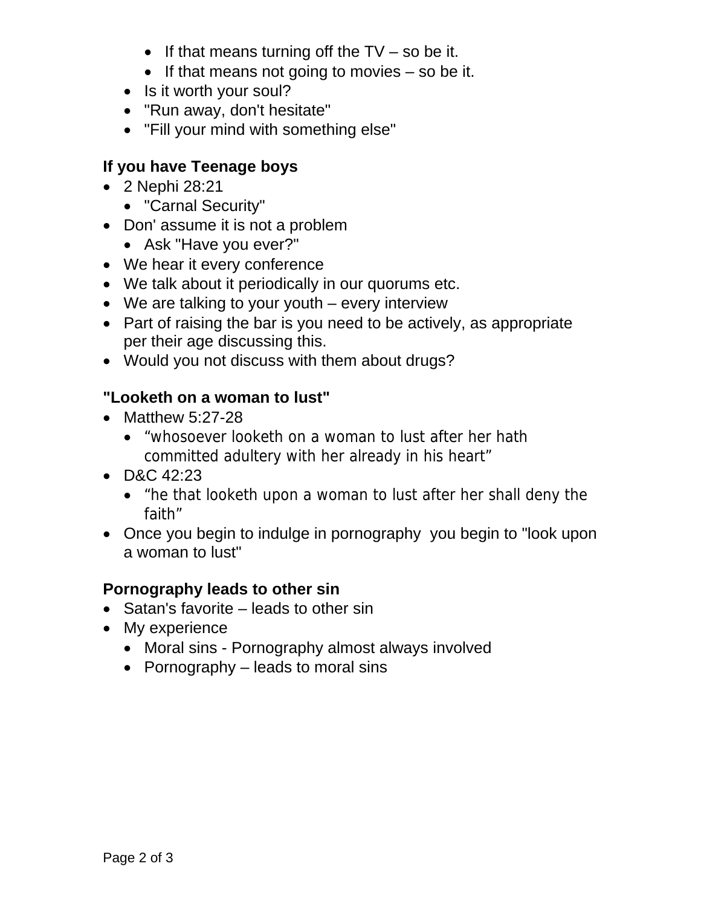- If that means turning off the TV – so be it.
    - If that means not going to movies – so be it.
  - Is it worth your soul?
  - "Run away, don't hesitate"
  - "Fill your mind with something else"

**If you have Teenage boys**

- 2 Nephi 28:21
  - "Carnal Security"
- Don' assume it is not a problem
  - Ask "Have you ever?"
- We hear it every conference
- We talk about it periodically in our quorums etc.
- We are talking to your youth – every interview
- Part of raising the bar is you need to be actively, as appropriate per their age discussing this.
- Would you not discuss with them about drugs?

**"Looketh on a woman to lust"**

- Matthew 5:27-28
  - "whosoever looketh on a woman to lust after her hath committed adultery with her already in his heart"
- D&C 42:23
  - "he that looketh upon a woman to lust after her shall deny the faith"
- Once you begin to indulge in pornography you begin to "look upon a woman to lust"

**Pornography leads to other sin**

- Satan's favorite – leads to other sin
- My experience
  - Moral sins - Pornography almost always involved
  - Pornography – leads to moral sins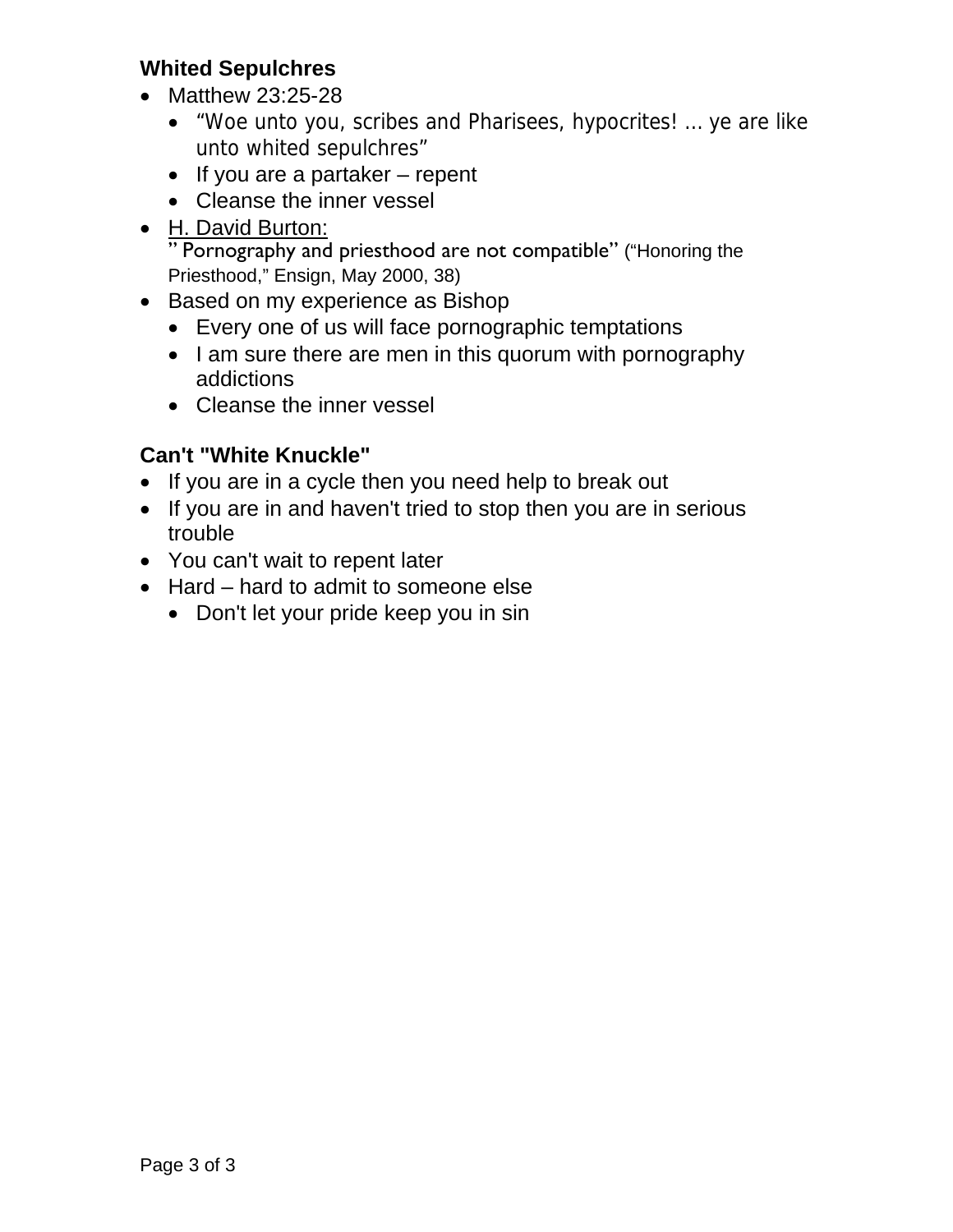**Whited Sepulchres**

- Matthew 23:25-28
    - "Woe unto you, scribes and Pharisees, hypocrites! … ye are like unto whited sepulchres"
    - If you are a partaker – repent
    - Cleanse the inner vessel
- H. David Burton:
  " Pornography and priesthood are not compatible" ("Honoring the Priesthood," Ensign, May 2000, 38)
- Based on my experience as Bishop
    - Every one of us will face pornographic temptations
    - I am sure there are men in this quorum with pornography addictions
    - Cleanse the inner vessel

**Can't "White Knuckle"**

- If you are in a cycle then you need help to break out
- If you are in and haven't tried to stop then you are in serious trouble
- You can't wait to repent later
- Hard – hard to admit to someone else
    - Don't let your pride keep you in sin